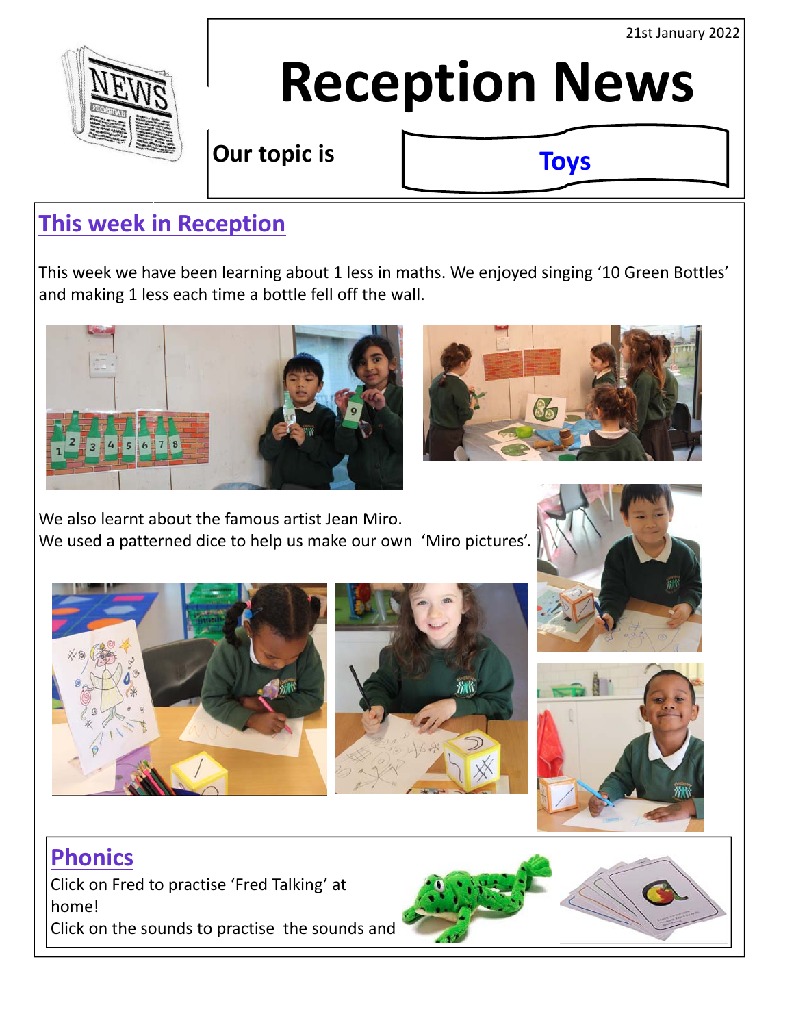21st January 2022

# Reception News

**Our topic is** **Toys**

## This week in Reception

This week we have been learning about 1 less in maths. We enjoyed singing '10 Green Bottles' and making 1 less each time a bottle fell off the wall.

We also learnt about the famous artist Jean Miro.
We used a patterned dice to help us make our own 'Miro pictures'.

## Phonics

Click on Fred to practise 'Fred Talking' at home!
Click on the sounds to practise the sounds and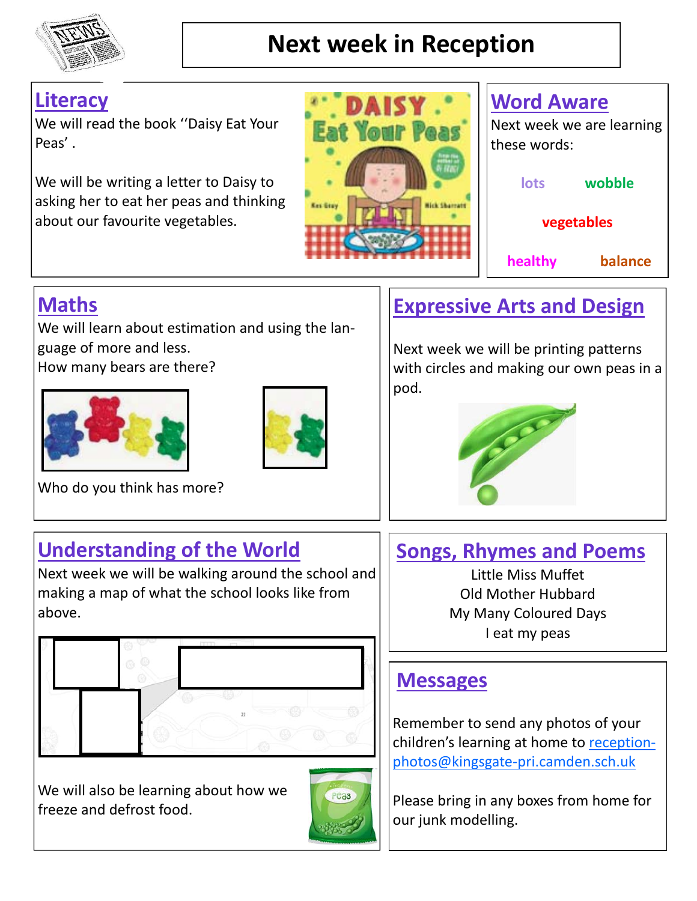# Next week in Reception

## Literacy

We will read the book ''Daisy Eat Your Peas' .

We will be writing a letter to Daisy to asking her to eat her peas and thinking about our favourite vegetables.

## Word Aware

Next week we are learning these words:

lots wobble

vegetables

healthy balance

## Maths

We will learn about estimation and using the language of more and less.

How many bears are there?

Who do you think has more?

## Expressive Arts and Design

Next week we will be printing patterns with circles and making our own peas in a pod.

## Understanding of the World

Next week we will be walking around the school and making a map of what the school looks like from above.

We will also be learning about how we freeze and defrost food.

## Songs, Rhymes and Poems

Little Miss Muffet
Old Mother Hubbard
My Many Coloured Days
I eat my peas

## Messages

Remember to send any photos of your children's learning at home to reception-photos@kingsgate-pri.camden.sch.uk

Please bring in any boxes from home for our junk modelling.